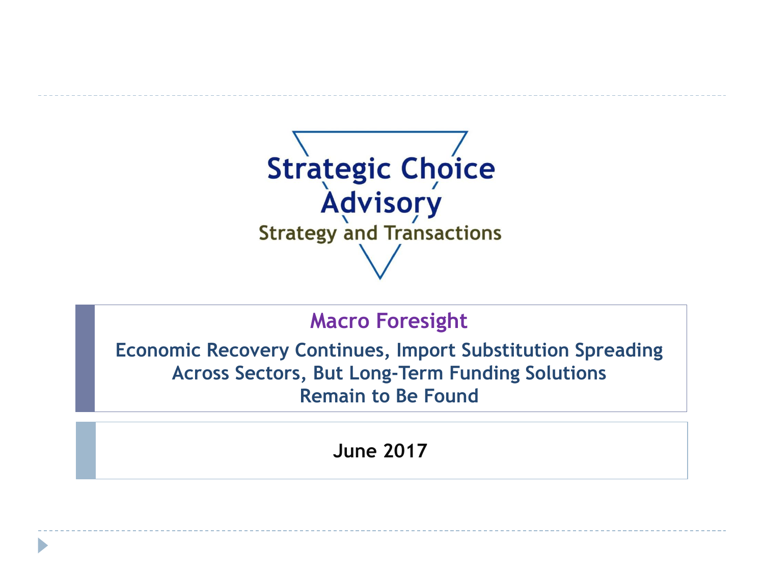Strategic Choice Advisory

Strategy and Transactions

# Macro Foresight

## Economic Recovery Continues, Import Substitution Spreading Across Sectors, But Long-Term Funding Solutions Remain to Be Found

**June 2017**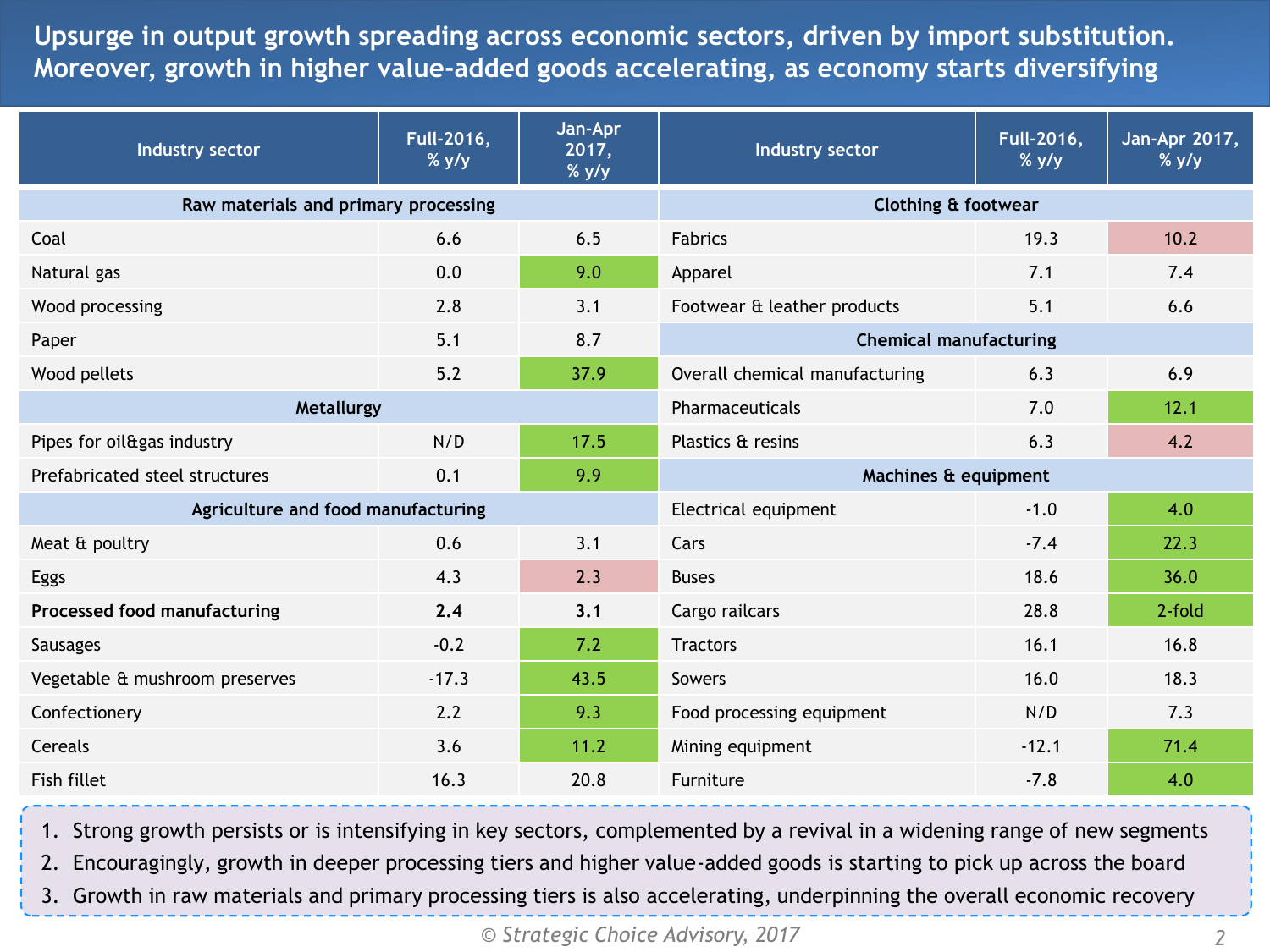# Upsurge in output growth spreading across economic sectors, driven by import substitution. Moreover, growth in higher value-added goods accelerating, as economy starts diversifying

| Industry sector | Full-2016, % y/y | Jan-Apr 2017, % y/y | Industry sector | Full-2016, % y/y | Jan-Apr 2017, % y/y |
|---|---|---|---|---|---|
| **Raw materials and primary processing** | | | **Clothing & footwear** | | |
| Coal | 6.6 | 6.5 | Fabrics | 19.3 | 10.2 |
| Natural gas | 0.0 | 9.0 | Apparel | 7.1 | 7.4 |
| Wood processing | 2.8 | 3.1 | Footwear & leather products | 5.1 | 6.6 |
| Paper | 5.1 | 8.7 | **Chemical manufacturing** | | |
| Wood pellets | 5.2 | 37.9 | Overall chemical manufacturing | 6.3 | 6.9 |
| **Metallurgy** | | | Pharmaceuticals | 7.0 | 12.1 |
| Pipes for oil&gas industry | N/D | 17.5 | Plastics & resins | 6.3 | 4.2 |
| Prefabricated steel structures | 0.1 | 9.9 | **Machines & equipment** | | |
| **Agriculture and food manufacturing** | | | Electrical equipment | -1.0 | 4.0 |
| Meat & poultry | 0.6 | 3.1 | Cars | -7.4 | 22.3 |
| Eggs | 4.3 | 2.3 | Buses | 18.6 | 36.0 |
| **Processed food manufacturing** | **2.4** | **3.1** | Cargo railcars | 28.8 | 2-fold |
| Sausages | -0.2 | 7.2 | Tractors | 16.1 | 16.8 |
| Vegetable & mushroom preserves | -17.3 | 43.5 | Sowers | 16.0 | 18.3 |
| Confectionery | 2.2 | 9.3 | Food processing equipment | N/D | 7.3 |
| Cereals | 3.6 | 11.2 | Mining equipment | -12.1 | 71.4 |
| Fish fillet | 16.3 | 20.8 | Furniture | -7.8 | 4.0 |

1. Strong growth persists or is intensifying in key sectors, complemented by a revival in a widening range of new segments
2. Encouragingly, growth in deeper processing tiers and higher value-added goods is starting to pick up across the board
3. Growth in raw materials and primary processing tiers is also accelerating, underpinning the overall economic recovery

*© Strategic Choice Advisory, 2017*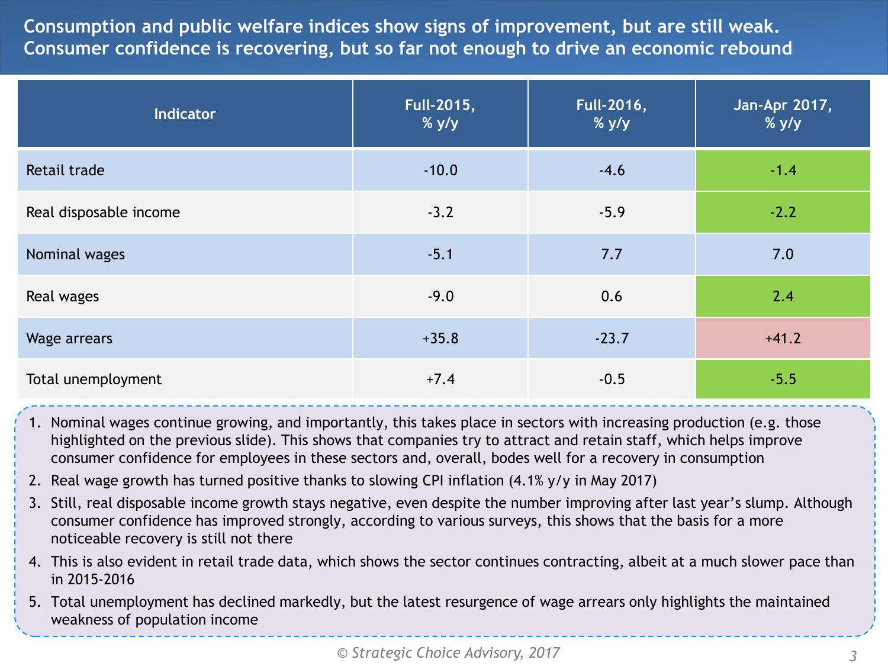# Consumption and public welfare indices show signs of improvement, but are still weak. Consumer confidence is recovering, but so far not enough to drive an economic rebound

| Indicator | Full-2015, % y/y | Full-2016, % y/y | Jan-Apr 2017, % y/y |
|---|---|---|---|
| Retail trade | -10.0 | -4.6 | -1.4 |
| Real disposable income | -3.2 | -5.9 | -2.2 |
| Nominal wages | -5.1 | 7.7 | 7.0 |
| Real wages | -9.0 | 0.6 | 2.4 |
| Wage arrears | +35.8 | -23.7 | +41.2 |
| Total unemployment | +7.4 | -0.5 | -5.5 |

1. Nominal wages continue growing, and importantly, this takes place in sectors with increasing production (e.g. those highlighted on the previous slide). This shows that companies try to attract and retain staff, which helps improve consumer confidence for employees in these sectors and, overall, bodes well for a recovery in consumption
2. Real wage growth has turned positive thanks to slowing CPI inflation (4.1% y/y in May 2017)
3. Still, real disposable income growth stays negative, even despite the number improving after last year's slump. Although consumer confidence has improved strongly, according to various surveys, this shows that the basis for a more noticeable recovery is still not there
4. This is also evident in retail trade data, which shows the sector continues contracting, albeit at a much slower pace than in 2015-2016
5. Total unemployment has declined markedly, but the latest resurgence of wage arrears only highlights the maintained weakness of population income

*© Strategic Choice Advisory, 2017*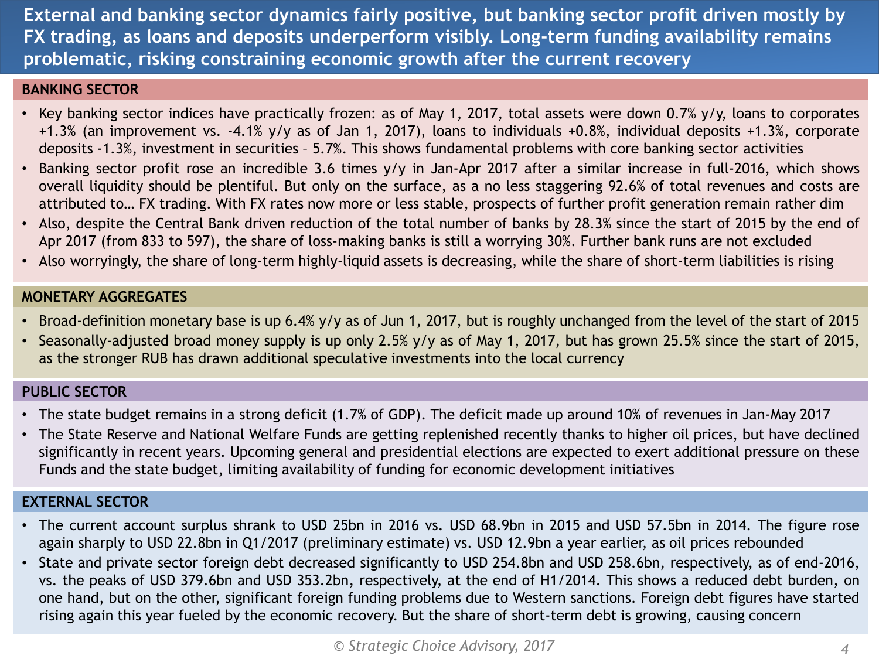# External and banking sector dynamics fairly positive, but banking sector profit driven mostly by FX trading, as loans and deposits underperform visibly. Long-term funding availability remains problematic, risking constraining economic growth after the current recovery

## BANKING SECTOR

- Key banking sector indices have practically frozen: as of May 1, 2017, total assets were down 0.7% y/y, loans to corporates +1.3% (an improvement vs. -4.1% y/y as of Jan 1, 2017), loans to individuals +0.8%, individual deposits +1.3%, corporate deposits -1.3%, investment in securities – 5.7%. This shows fundamental problems with core banking sector activities
- Banking sector profit rose an incredible 3.6 times y/y in Jan-Apr 2017 after a similar increase in full-2016, which shows overall liquidity should be plentiful. But only on the surface, as a no less staggering 92.6% of total revenues and costs are attributed to… FX trading. With FX rates now more or less stable, prospects of further profit generation remain rather dim
- Also, despite the Central Bank driven reduction of the total number of banks by 28.3% since the start of 2015 by the end of Apr 2017 (from 833 to 597), the share of loss-making banks is still a worrying 30%. Further bank runs are not excluded
- Also worryingly, the share of long-term highly-liquid assets is decreasing, while the share of short-term liabilities is rising

## MONETARY AGGREGATES

- Broad-definition monetary base is up 6.4% y/y as of Jun 1, 2017, but is roughly unchanged from the level of the start of 2015
- Seasonally-adjusted broad money supply is up only 2.5% y/y as of May 1, 2017, but has grown 25.5% since the start of 2015, as the stronger RUB has drawn additional speculative investments into the local currency

## PUBLIC SECTOR

- The state budget remains in a strong deficit (1.7% of GDP). The deficit made up around 10% of revenues in Jan-May 2017
- The State Reserve and National Welfare Funds are getting replenished recently thanks to higher oil prices, but have declined significantly in recent years. Upcoming general and presidential elections are expected to exert additional pressure on these Funds and the state budget, limiting availability of funding for economic development initiatives

## EXTERNAL SECTOR

- The current account surplus shrank to USD 25bn in 2016 vs. USD 68.9bn in 2015 and USD 57.5bn in 2014. The figure rose again sharply to USD 22.8bn in Q1/2017 (preliminary estimate) vs. USD 12.9bn a year earlier, as oil prices rebounded
- State and private sector foreign debt decreased significantly to USD 254.8bn and USD 258.6bn, respectively, as of end-2016, vs. the peaks of USD 379.6bn and USD 353.2bn, respectively, at the end of H1/2014. This shows a reduced debt burden, on one hand, but on the other, significant foreign funding problems due to Western sanctions. Foreign debt figures have started rising again this year fueled by the economic recovery. But the share of short-term debt is growing, causing concern

*© Strategic Choice Advisory, 2017*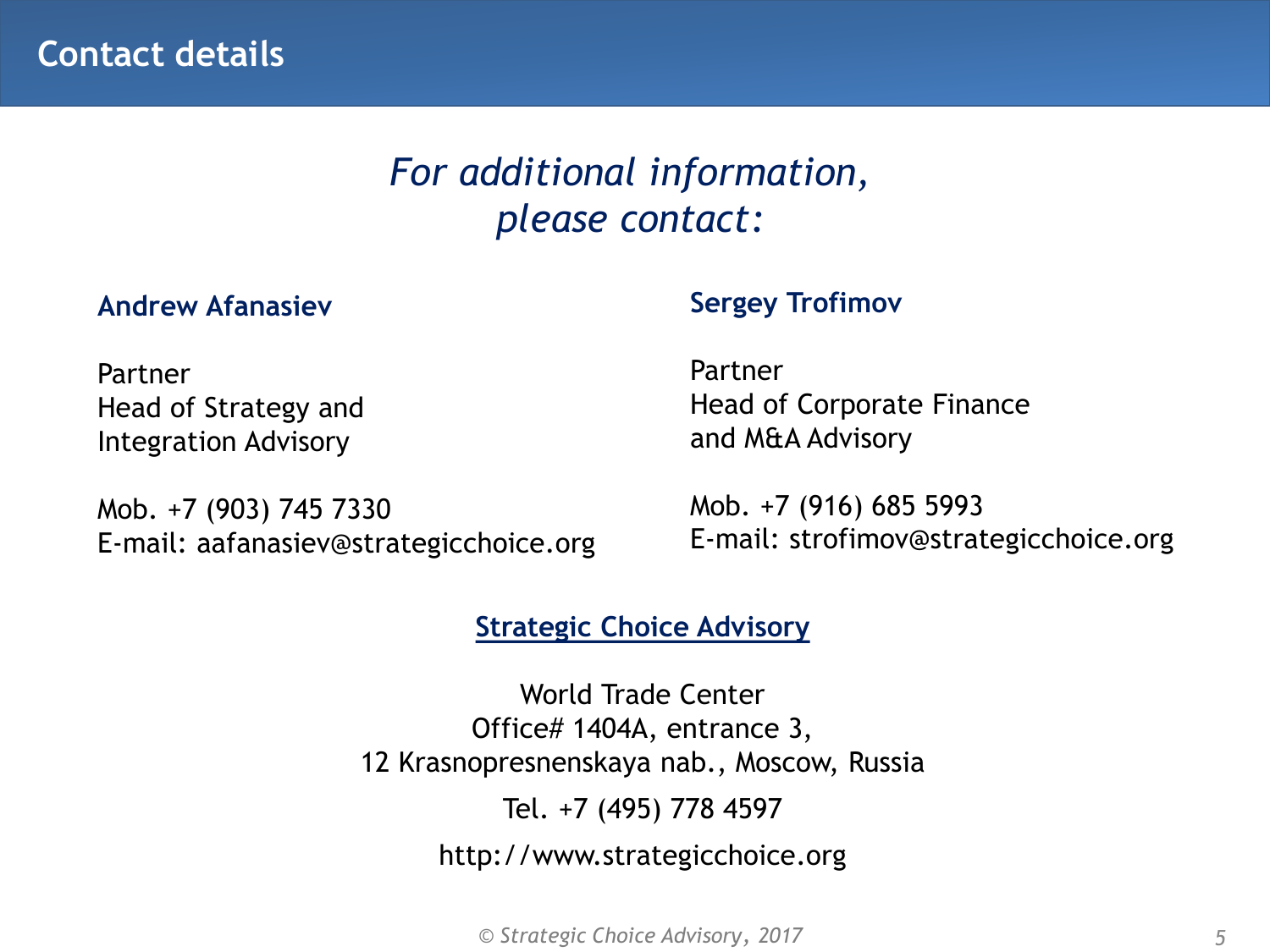# Contact details

*For additional information,*
*please contact:*

**Andrew Afanasiev**

Partner
Head of Strategy and
Integration Advisory

Mob. +7 (903) 745 7330
E-mail: aafanasiev@strategicchoice.org

**Sergey Trofimov**

Partner
Head of Corporate Finance
and M&A Advisory

Mob. +7 (916) 685 5993
E-mail: strofimov@strategicchoice.org

**Strategic Choice Advisory**

World Trade Center
Office# 1404A, entrance 3,
12 Krasnopresnenskaya nab., Moscow, Russia

Tel. +7 (495) 778 4597

http://www.strategicchoice.org

*© Strategic Choice Advisory, 2017*